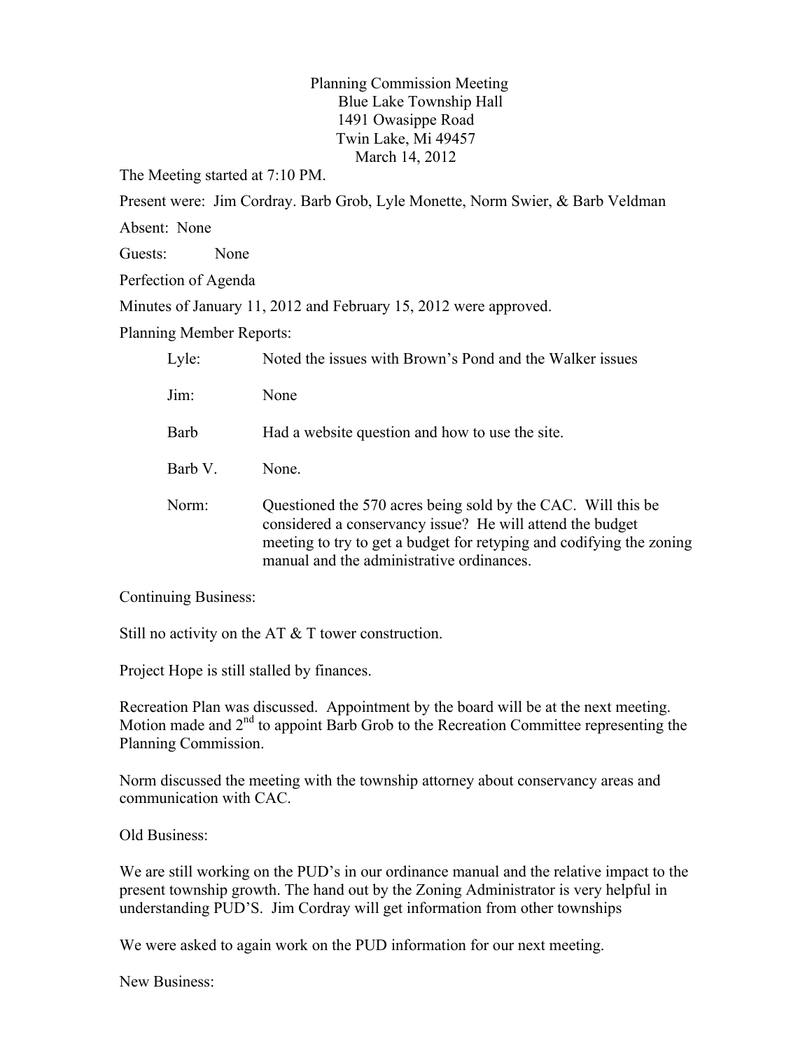Planning Commission Meeting
Blue Lake Township Hall
1491 Owasippe Road
Twin Lake, Mi 49457
March 14, 2012

The Meeting started at 7:10 PM.

Present were: Jim Cordray. Barb Grob, Lyle Monette, Norm Swier, & Barb Veldman

Absent: None

Guests: None

Perfection of Agenda

Minutes of January 11, 2012 and February 15, 2012 were approved.

Planning Member Reports:

| | |
|---|---|
| Lyle: | Noted the issues with Brown's Pond and the Walker issues |
| Jim: | None |
| Barb | Had a website question and how to use the site. |
| Barb V. | None. |
| Norm: | Questioned the 570 acres being sold by the CAC. Will this be considered a conservancy issue? He will attend the budget meeting to try to get a budget for retyping and codifying the zoning manual and the administrative ordinances. |

Continuing Business:

Still no activity on the AT & T tower construction.

Project Hope is still stalled by finances.

Recreation Plan was discussed. Appointment by the board will be at the next meeting. Motion made and 2nd to appoint Barb Grob to the Recreation Committee representing the Planning Commission.

Norm discussed the meeting with the township attorney about conservancy areas and communication with CAC.

Old Business:

We are still working on the PUD's in our ordinance manual and the relative impact to the present township growth. The hand out by the Zoning Administrator is very helpful in understanding PUD'S. Jim Cordray will get information from other townships

We were asked to again work on the PUD information for our next meeting.

New Business: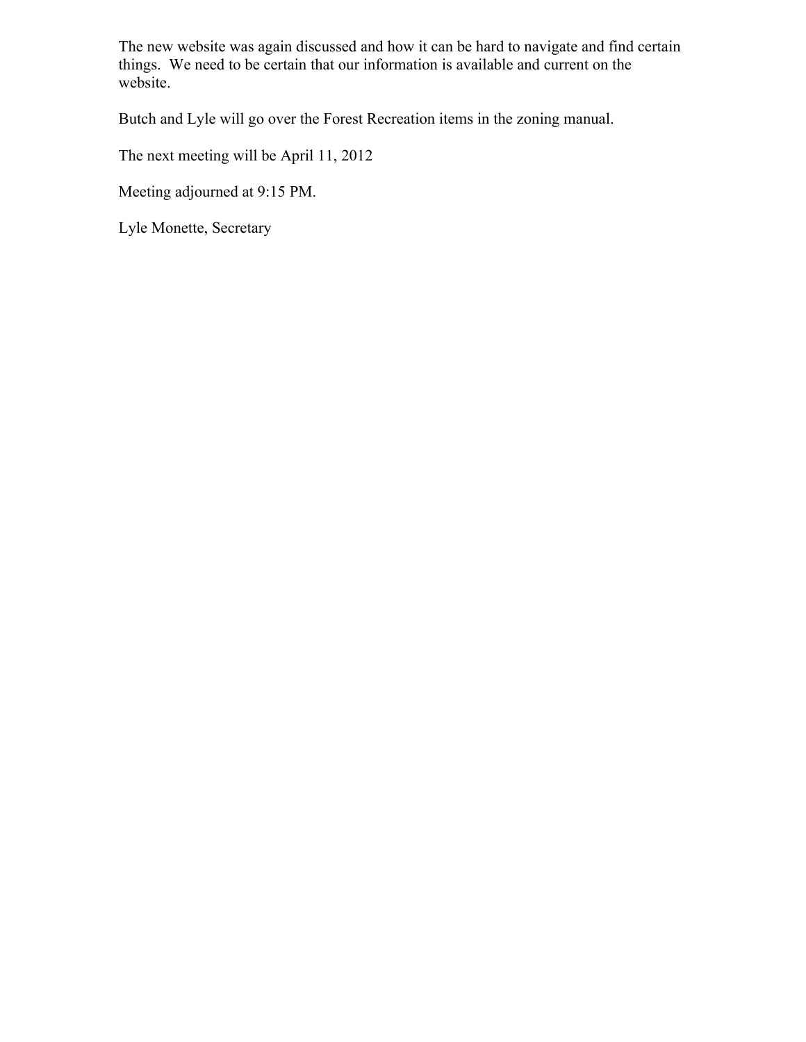The new website was again discussed and how it can be hard to navigate and find certain things. We need to be certain that our information is available and current on the website.

Butch and Lyle will go over the Forest Recreation items in the zoning manual.

The next meeting will be April 11, 2012

Meeting adjourned at 9:15 PM.

Lyle Monette, Secretary